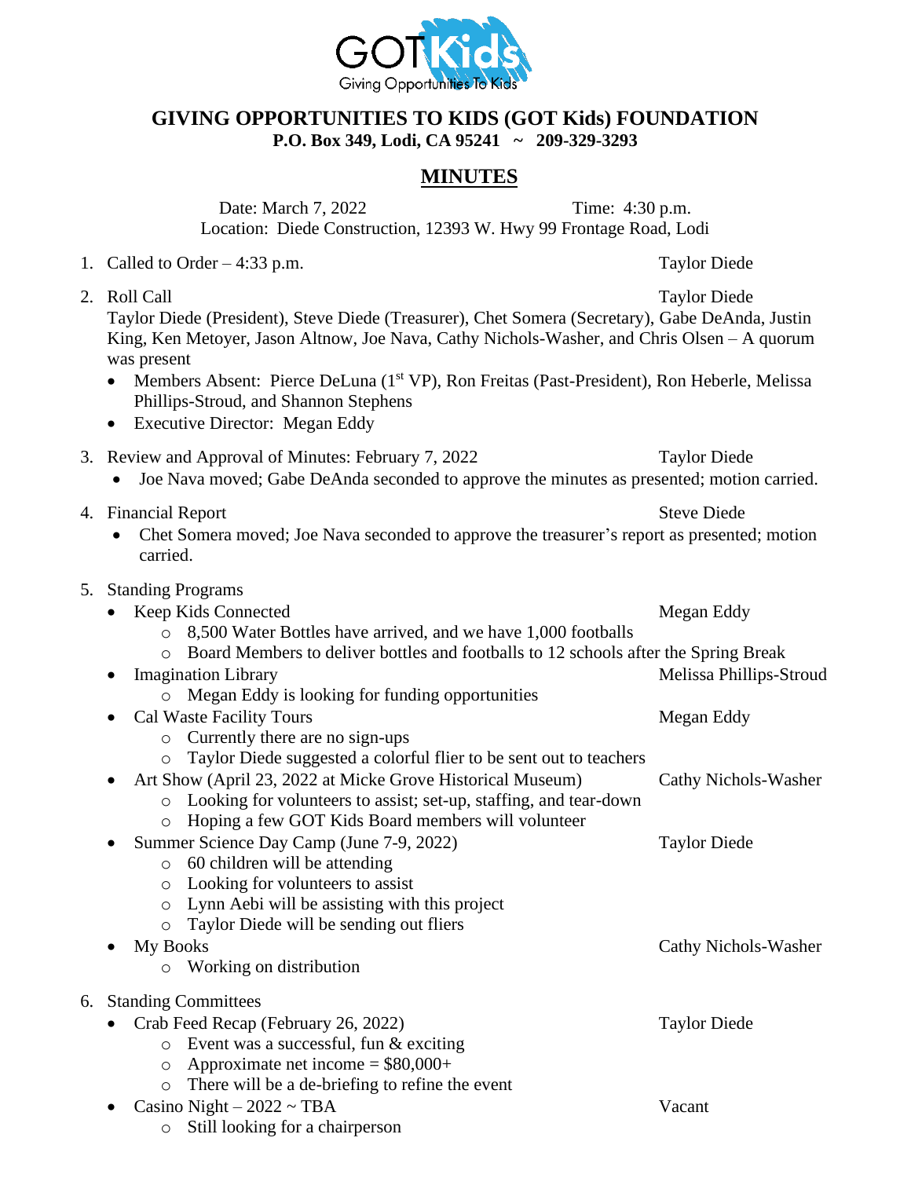GOT Kids
Giving Opportunities To Kids

# GIVING OPPORTUNITIES TO KIDS (GOT Kids) FOUNDATION

**P.O. Box 349, Lodi, CA 95241 ~ 209-329-3293**

## MINUTES

Date: March 7, 2022 Time: 4:30 p.m.
Location: Diede Construction, 12393 W. Hwy 99 Frontage Road, Lodi

1. Called to Order – 4:33 p.m. — Taylor Diede

2. Roll Call — Taylor Diede
   Taylor Diede (President), Steve Diede (Treasurer), Chet Somera (Secretary), Gabe DeAnda, Justin King, Ken Metoyer, Jason Altnow, Joe Nava, Cathy Nichols-Washer, and Chris Olsen – A quorum was present
   - Members Absent: Pierce DeLuna (1st VP), Ron Freitas (Past-President), Ron Heberle, Melissa Phillips-Stroud, and Shannon Stephens
   - Executive Director: Megan Eddy

3. Review and Approval of Minutes: February 7, 2022 — Taylor Diede
   - Joe Nava moved; Gabe DeAnda seconded to approve the minutes as presented; motion carried.

4. Financial Report — Steve Diede
   - Chet Somera moved; Joe Nava seconded to approve the treasurer's report as presented; motion carried.

5. Standing Programs
   - Keep Kids Connected — Megan Eddy
     - 8,500 Water Bottles have arrived, and we have 1,000 footballs
     - Board Members to deliver bottles and footballs to 12 schools after the Spring Break
   - Imagination Library — Melissa Phillips-Stroud
     - Megan Eddy is looking for funding opportunities
   - Cal Waste Facility Tours — Megan Eddy
     - Currently there are no sign-ups
     - Taylor Diede suggested a colorful flier to be sent out to teachers
   - Art Show (April 23, 2022 at Micke Grove Historical Museum) — Cathy Nichols-Washer
     - Looking for volunteers to assist; set-up, staffing, and tear-down
     - Hoping a few GOT Kids Board members will volunteer
   - Summer Science Day Camp (June 7-9, 2022) — Taylor Diede
     - 60 children will be attending
     - Looking for volunteers to assist
     - Lynn Aebi will be assisting with this project
     - Taylor Diede will be sending out fliers
   - My Books — Cathy Nichols-Washer
     - Working on distribution

6. Standing Committees
   - Crab Feed Recap (February 26, 2022) — Taylor Diede
     - Event was a successful, fun & exciting
     - Approximate net income = $80,000+
     - There will be a de-briefing to refine the event
   - Casino Night – 2022 ~ TBA — Vacant
     - Still looking for a chairperson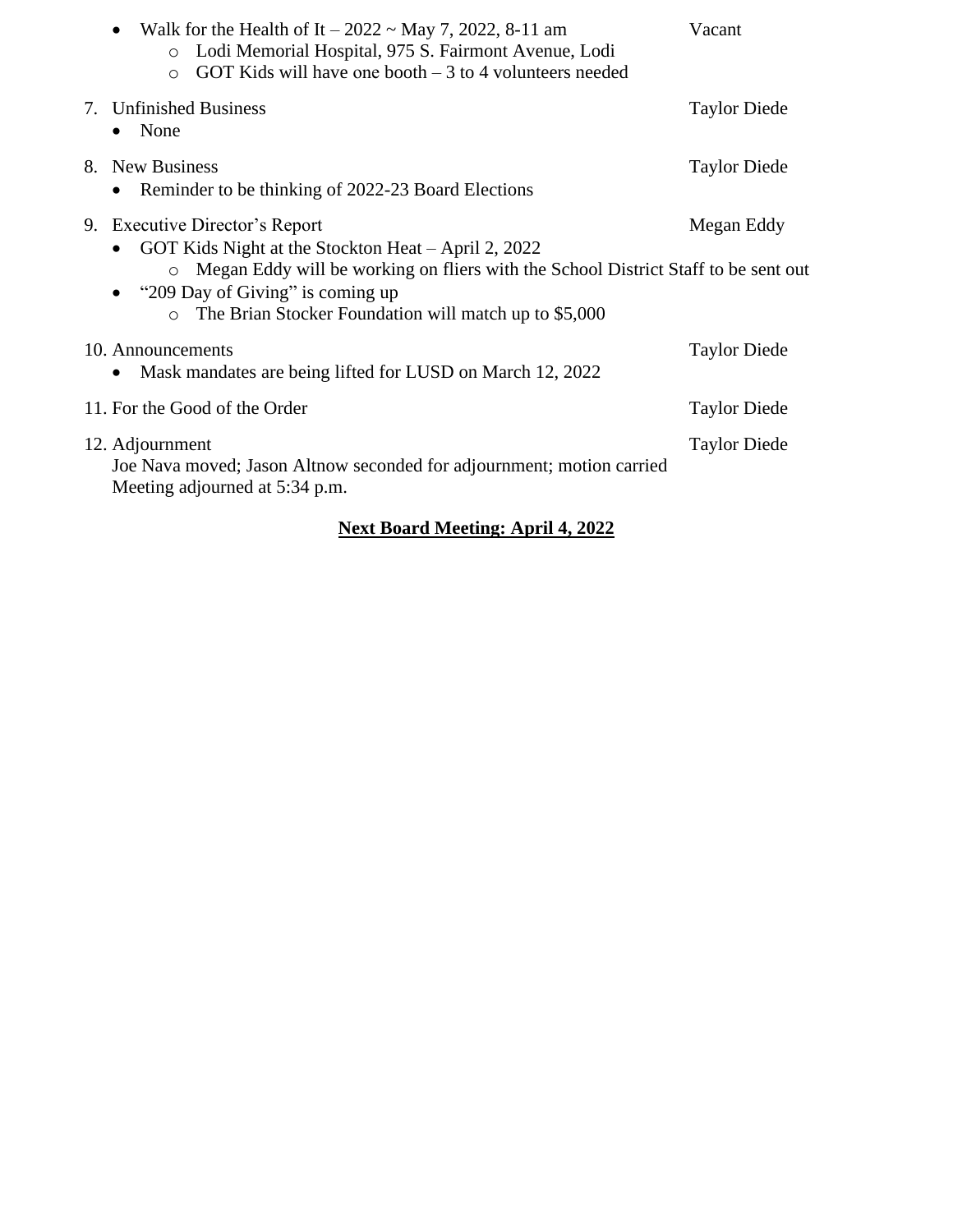- Walk for the Health of It – 2022 ~ May 7, 2022, 8-11 am — Vacant
  - Lodi Memorial Hospital, 975 S. Fairmont Avenue, Lodi
  - GOT Kids will have one booth – 3 to 4 volunteers needed

7. Unfinished Business — Taylor Diede
   - None

8. New Business — Taylor Diede
   - Reminder to be thinking of 2022-23 Board Elections

9. Executive Director's Report — Megan Eddy
   - GOT Kids Night at the Stockton Heat – April 2, 2022
     - Megan Eddy will be working on fliers with the School District Staff to be sent out
   - "209 Day of Giving" is coming up
     - The Brian Stocker Foundation will match up to $5,000

10. Announcements — Taylor Diede
    - Mask mandates are being lifted for LUSD on March 12, 2022

11. For the Good of the Order — Taylor Diede

12. Adjournment — Taylor Diede

    Joe Nava moved; Jason Altnow seconded for adjournment; motion carried

    Meeting adjourned at 5:34 p.m.

**Next Board Meeting: April 4, 2022**